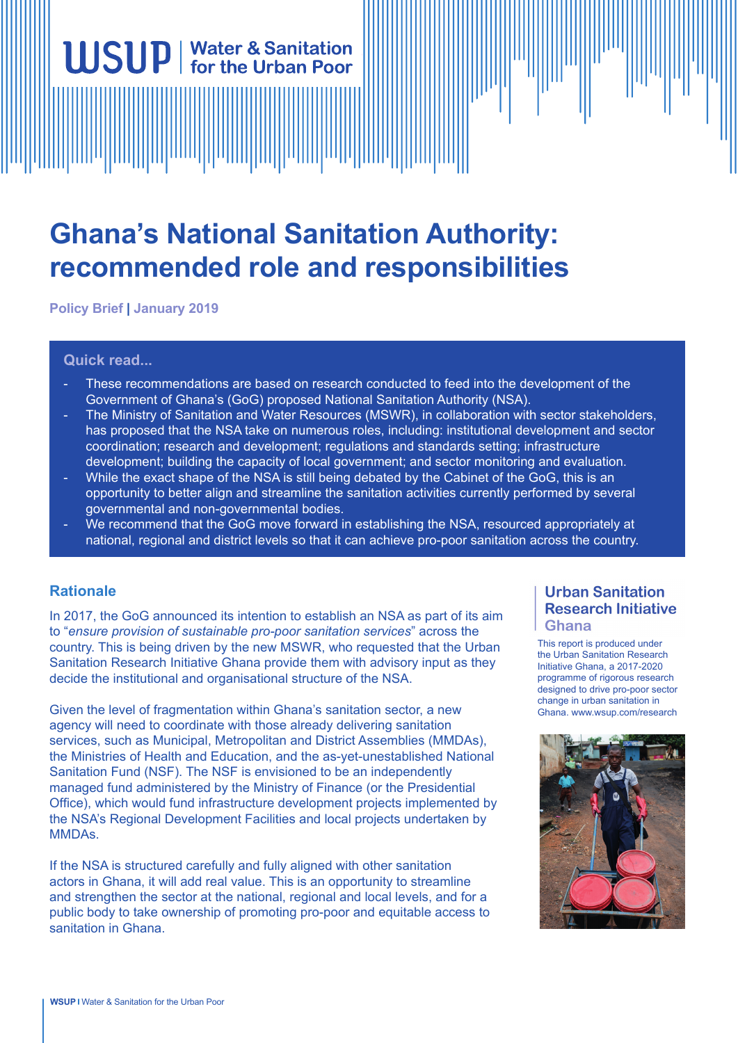WSUP | Water & Sanitation for the Urban Poor

# Ghana's National Sanitation Authority: recommended role and responsibilities

**Policy Brief | January 2019**

### Quick read...

- These recommendations are based on research conducted to feed into the development of the Government of Ghana's (GoG) proposed National Sanitation Authority (NSA).
- The Ministry of Sanitation and Water Resources (MSWR), in collaboration with sector stakeholders, has proposed that the NSA take on numerous roles, including: institutional development and sector coordination; research and development; regulations and standards setting; infrastructure development; building the capacity of local government; and sector monitoring and evaluation.
- While the exact shape of the NSA is still being debated by the Cabinet of the GoG, this is an opportunity to better align and streamline the sanitation activities currently performed by several governmental and non-governmental bodies.
- We recommend that the GoG move forward in establishing the NSA, resourced appropriately at national, regional and district levels so that it can achieve pro-poor sanitation across the country.

## Rationale

In 2017, the GoG announced its intention to establish an NSA as part of its aim to "*ensure provision of sustainable pro-poor sanitation services*" across the country. This is being driven by the new MSWR, who requested that the Urban Sanitation Research Initiative Ghana provide them with advisory input as they decide the institutional and organisational structure of the NSA.

Given the level of fragmentation within Ghana's sanitation sector, a new agency will need to coordinate with those already delivering sanitation services, such as Municipal, Metropolitan and District Assemblies (MMDAs), the Ministries of Health and Education, and the as-yet-unestablished National Sanitation Fund (NSF). The NSF is envisioned to be an independently managed fund administered by the Ministry of Finance (or the Presidential Office), which would fund infrastructure development projects implemented by the NSA's Regional Development Facilities and local projects undertaken by MMDAs.

If the NSA is structured carefully and fully aligned with other sanitation actors in Ghana, it will add real value. This is an opportunity to streamline and strengthen the sector at the national, regional and local levels, and for a public body to take ownership of promoting pro-poor and equitable access to sanitation in Ghana.

### Urban Sanitation Research Initiative Ghana

This report is produced under the Urban Sanitation Research Initiative Ghana, a 2017-2020 programme of rigorous research designed to drive pro-poor sector change in urban sanitation in Ghana. www.wsup.com/research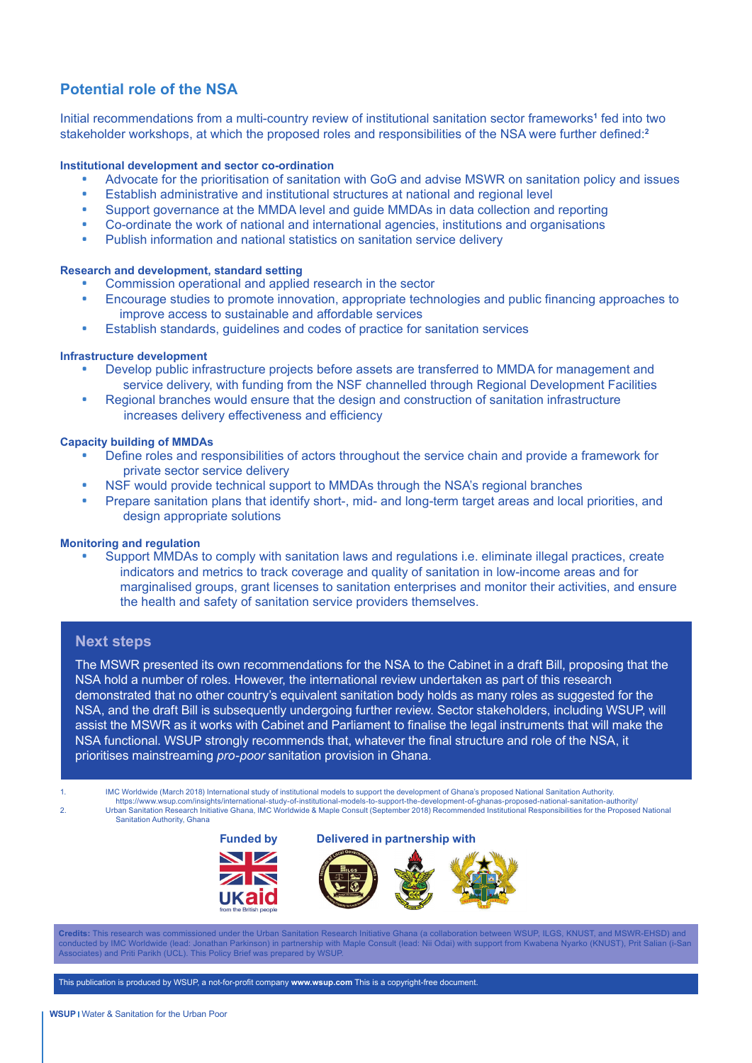## Potential role of the NSA

Initial recommendations from a multi-country review of institutional sanitation sector frameworks[1] fed into two stakeholder workshops, at which the proposed roles and responsibilities of the NSA were further defined:[2]

**Institutional development and sector co-ordination**

- Advocate for the prioritisation of sanitation with GoG and advise MSWR on sanitation policy and issues
- Establish administrative and institutional structures at national and regional level
- Support governance at the MMDA level and guide MMDAs in data collection and reporting
- Co-ordinate the work of national and international agencies, institutions and organisations
- Publish information and national statistics on sanitation service delivery

**Research and development, standard setting**

- Commission operational and applied research in the sector
- Encourage studies to promote innovation, appropriate technologies and public financing approaches to improve access to sustainable and affordable services
- Establish standards, guidelines and codes of practice for sanitation services

**Infrastructure development**

- Develop public infrastructure projects before assets are transferred to MMDA for management and service delivery, with funding from the NSF channelled through Regional Development Facilities
- Regional branches would ensure that the design and construction of sanitation infrastructure increases delivery effectiveness and efficiency

**Capacity building of MMDAs**

- Define roles and responsibilities of actors throughout the service chain and provide a framework for private sector service delivery
- NSF would provide technical support to MMDAs through the NSA's regional branches
- Prepare sanitation plans that identify short-, mid- and long-term target areas and local priorities, and design appropriate solutions

**Monitoring and regulation**

- Support MMDAs to comply with sanitation laws and regulations i.e. eliminate illegal practices, create indicators and metrics to track coverage and quality of sanitation in low-income areas and for marginalised groups, grant licenses to sanitation enterprises and monitor their activities, and ensure the health and safety of sanitation service providers themselves.

### Next steps

The MSWR presented its own recommendations for the NSA to the Cabinet in a draft Bill, proposing that the NSA hold a number of roles. However, the international review undertaken as part of this research demonstrated that no other country's equivalent sanitation body holds as many roles as suggested for the NSA, and the draft Bill is subsequently undergoing further review. Sector stakeholders, including WSUP, will assist the MSWR as it works with Cabinet and Parliament to finalise the legal instruments that will make the NSA functional. WSUP strongly recommends that, whatever the final structure and role of the NSA, it prioritises mainstreaming *pro-poor* sanitation provision in Ghana.

1. IMC Worldwide (March 2018) International study of institutional models to support the development of Ghana's proposed National Sanitation Authority. https://www.wsup.com/insights/international-study-of-institutional-models-to-support-the-development-of-ghanas-proposed-national-sanitation-authority/
2. Urban Sanitation Research Initiative Ghana, IMC Worldwide & Maple Consult (September 2018) Recommended Institutional Responsibilities for the Proposed National Sanitation Authority, Ghana

**Funded by**

**Delivered in partnership with**

**Credits:** This research was commissioned under the Urban Sanitation Research Initiative Ghana (a collaboration between WSUP, ILGS, KNUST, and MSWR-EHSD) and conducted by IMC Worldwide (lead: Jonathan Parkinson) in partnership with Maple Consult (lead: Nii Odai) with support from Kwabena Nyarko (KNUST), Prit Salian (i-San Associates) and Priti Parikh (UCL). This Policy Brief was prepared by WSUP.

This publication is produced by WSUP, a not-for-profit company **www.wsup.com** This is a copyright-free document.